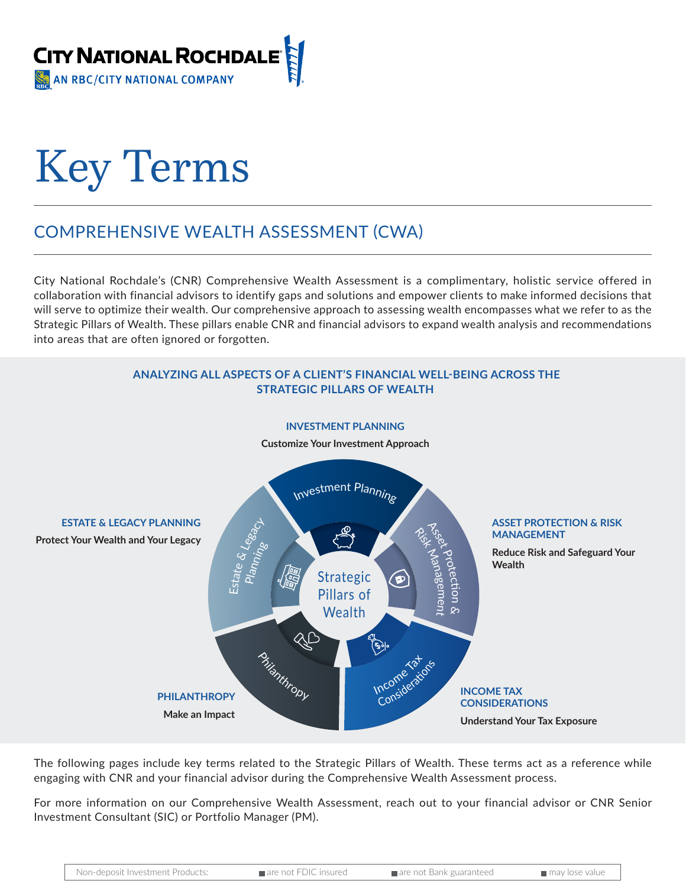CITY NATIONAL ROCHDALE
AN RBC/CITY NATIONAL COMPANY

# Key Terms

## COMPREHENSIVE WEALTH ASSESSMENT (CWA)

City National Rochdale's (CNR) Comprehensive Wealth Assessment is a complimentary, holistic service offered in collaboration with financial advisors to identify gaps and solutions and empower clients to make informed decisions that will serve to optimize their wealth. Our comprehensive approach to assessing wealth encompasses what we refer to as the Strategic Pillars of Wealth. These pillars enable CNR and financial advisors to expand wealth analysis and recommendations into areas that are often ignored or forgotten.

### ANALYZING ALL ASPECTS OF A CLIENT'S FINANCIAL WELL-BEING ACROSS THE STRATEGIC PILLARS OF WEALTH

**INVESTMENT PLANNING**
**Customize Your Investment Approach**

**ESTATE & LEGACY PLANNING**
**Protect Your Wealth and Your Legacy**

**ASSET PROTECTION & RISK MANAGEMENT**
**Reduce Risk and Safeguard Your Wealth**

**PHILANTHROPY**
**Make an Impact**

**INCOME TAX CONSIDERATIONS**
**Understand Your Tax Exposure**

Strategic Pillars of Wealth: Investment Planning, Asset Protection & Risk Management, Income Tax Considerations, Philanthropy, Estate & Legacy Planning

The following pages include key terms related to the Strategic Pillars of Wealth. These terms act as a reference while engaging with CNR and your financial advisor during the Comprehensive Wealth Assessment process.

For more information on our Comprehensive Wealth Assessment, reach out to your financial advisor or CNR Senior Investment Consultant (SIC) or Portfolio Manager (PM).

| Non-deposit Investment Products: | are not FDIC insured | are not Bank guaranteed | may lose value |
|---|---|---|---|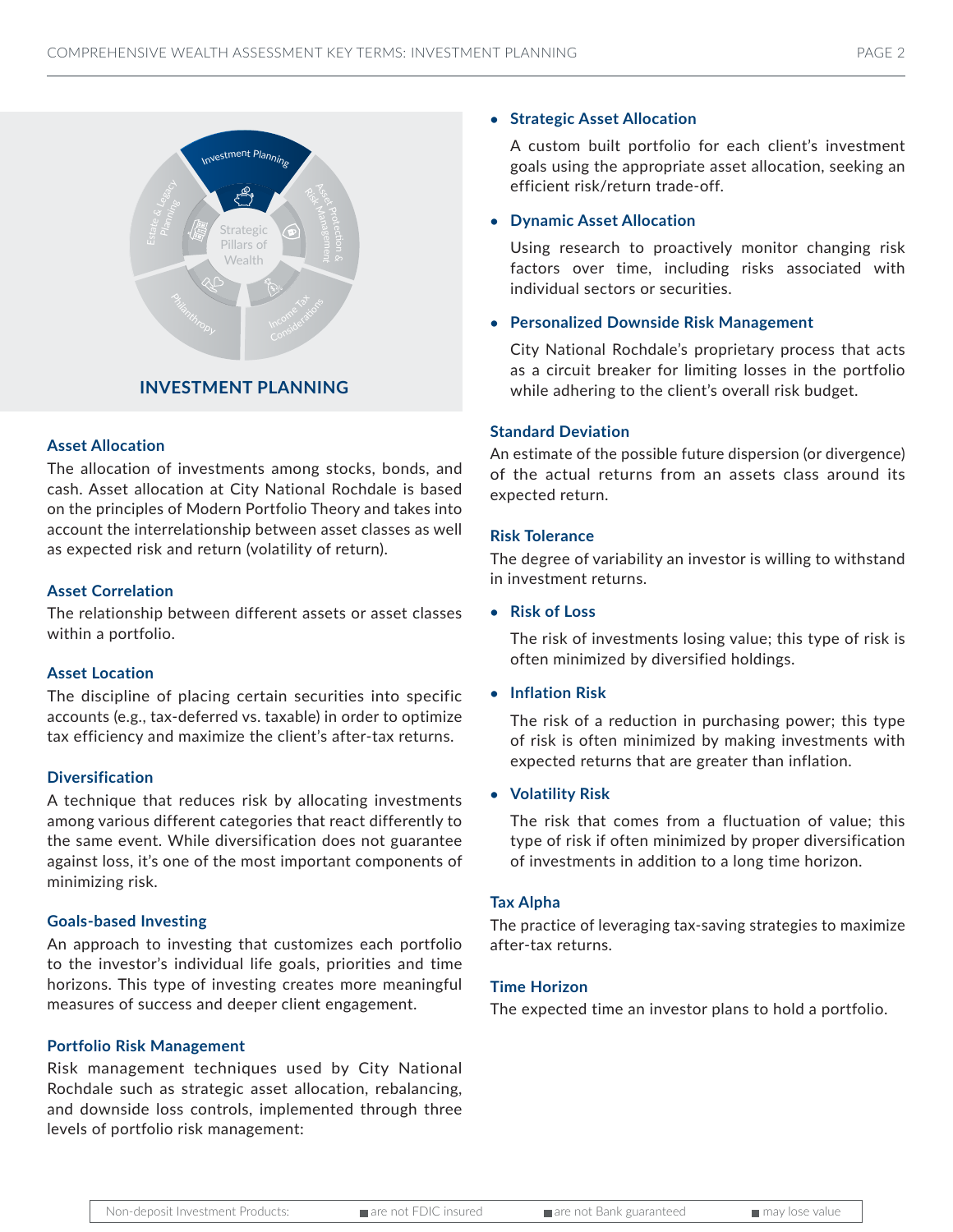## INVESTMENT PLANNING

### Asset Allocation

The allocation of investments among stocks, bonds, and cash. Asset allocation at City National Rochdale is based on the principles of Modern Portfolio Theory and takes into account the interrelationship between asset classes as well as expected risk and return (volatility of return).

### Asset Correlation

The relationship between different assets or asset classes within a portfolio.

### Asset Location

The discipline of placing certain securities into specific accounts (e.g., tax-deferred vs. taxable) in order to optimize tax efficiency and maximize the client's after-tax returns.

### Diversification

A technique that reduces risk by allocating investments among various different categories that react differently to the same event. While diversification does not guarantee against loss, it's one of the most important components of minimizing risk.

### Goals-based Investing

An approach to investing that customizes each portfolio to the investor's individual life goals, priorities and time horizons. This type of investing creates more meaningful measures of success and deeper client engagement.

### Portfolio Risk Management

Risk management techniques used by City National Rochdale such as strategic asset allocation, rebalancing, and downside loss controls, implemented through three levels of portfolio risk management:

- **Strategic Asset Allocation**

  A custom built portfolio for each client's investment goals using the appropriate asset allocation, seeking an efficient risk/return trade-off.

- **Dynamic Asset Allocation**

  Using research to proactively monitor changing risk factors over time, including risks associated with individual sectors or securities.

- **Personalized Downside Risk Management**

  City National Rochdale's proprietary process that acts as a circuit breaker for limiting losses in the portfolio while adhering to the client's overall risk budget.

### Standard Deviation

An estimate of the possible future dispersion (or divergence) of the actual returns from an assets class around its expected return.

### Risk Tolerance

The degree of variability an investor is willing to withstand in investment returns.

- **Risk of Loss**

  The risk of investments losing value; this type of risk is often minimized by diversified holdings.

- **Inflation Risk**

  The risk of a reduction in purchasing power; this type of risk is often minimized by making investments with expected returns that are greater than inflation.

- **Volatility Risk**

  The risk that comes from a fluctuation of value; this type of risk if often minimized by proper diversification of investments in addition to a long time horizon.

### Tax Alpha

The practice of leveraging tax-saving strategies to maximize after-tax returns.

### Time Horizon

The expected time an investor plans to hold a portfolio.

| Non-deposit Investment Products: | are not FDIC insured | are not Bank guaranteed | may lose value |
|---|---|---|---|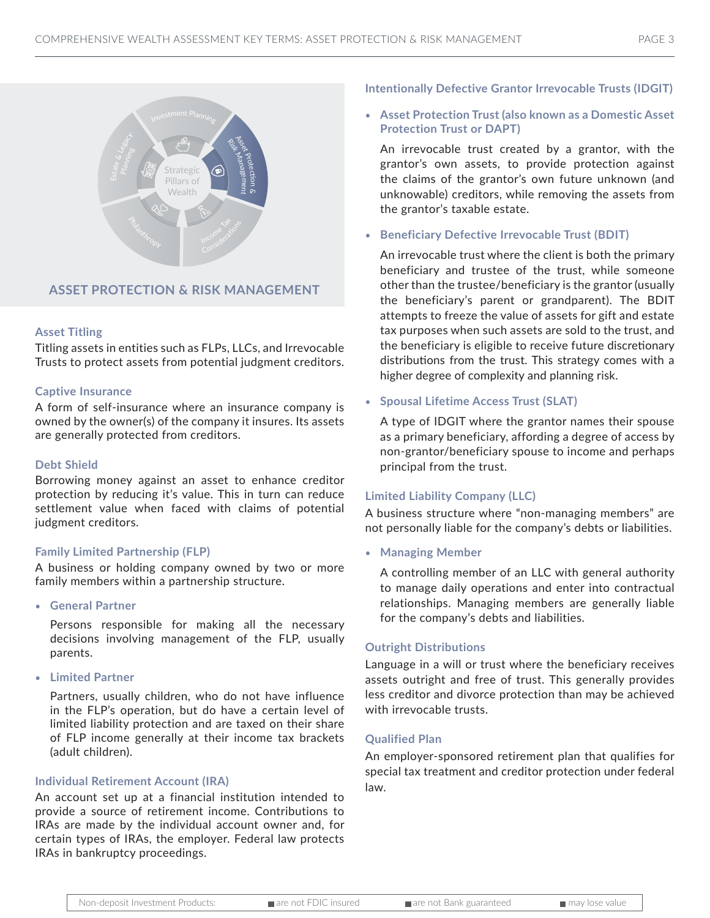## ASSET PROTECTION & RISK MANAGEMENT

### Asset Titling

Titling assets in entities such as FLPs, LLCs, and Irrevocable Trusts to protect assets from potential judgment creditors.

### Captive Insurance

A form of self-insurance where an insurance company is owned by the owner(s) of the company it insures. Its assets are generally protected from creditors.

### Debt Shield

Borrowing money against an asset to enhance creditor protection by reducing it's value. This in turn can reduce settlement value when faced with claims of potential judgment creditors.

### Family Limited Partnership (FLP)

A business or holding company owned by two or more family members within a partnership structure.

- **General Partner**

  Persons responsible for making all the necessary decisions involving management of the FLP, usually parents.

- **Limited Partner**

  Partners, usually children, who do not have influence in the FLP's operation, but do have a certain level of limited liability protection and are taxed on their share of FLP income generally at their income tax brackets (adult children).

### Individual Retirement Account (IRA)

An account set up at a financial institution intended to provide a source of retirement income. Contributions to IRAs are made by the individual account owner and, for certain types of IRAs, the employer. Federal law protects IRAs in bankruptcy proceedings.

### Intentionally Defective Grantor Irrevocable Trusts (IDGIT)

- **Asset Protection Trust (also known as a Domestic Asset Protection Trust or DAPT)**

  An irrevocable trust created by a grantor, with the grantor's own assets, to provide protection against the claims of the grantor's own future unknown (and unknowable) creditors, while removing the assets from the grantor's taxable estate.

- **Beneficiary Defective Irrevocable Trust (BDIT)**

  An irrevocable trust where the client is both the primary beneficiary and trustee of the trust, while someone other than the trustee/beneficiary is the grantor (usually the beneficiary's parent or grandparent). The BDIT attempts to freeze the value of assets for gift and estate tax purposes when such assets are sold to the trust, and the beneficiary is eligible to receive future discretionary distributions from the trust. This strategy comes with a higher degree of complexity and planning risk.

- **Spousal Lifetime Access Trust (SLAT)**

  A type of IDGIT where the grantor names their spouse as a primary beneficiary, affording a degree of access by non-grantor/beneficiary spouse to income and perhaps principal from the trust.

### Limited Liability Company (LLC)

A business structure where "non-managing members" are not personally liable for the company's debts or liabilities.

- **Managing Member**

  A controlling member of an LLC with general authority to manage daily operations and enter into contractual relationships. Managing members are generally liable for the company's debts and liabilities.

### Outright Distributions

Language in a will or trust where the beneficiary receives assets outright and free of trust. This generally provides less creditor and divorce protection than may be achieved with irrevocable trusts.

### Qualified Plan

An employer-sponsored retirement plan that qualifies for special tax treatment and creditor protection under federal law.

| Non-deposit Investment Products: | are not FDIC insured | are not Bank guaranteed | may lose value |
| --- | --- | --- | --- |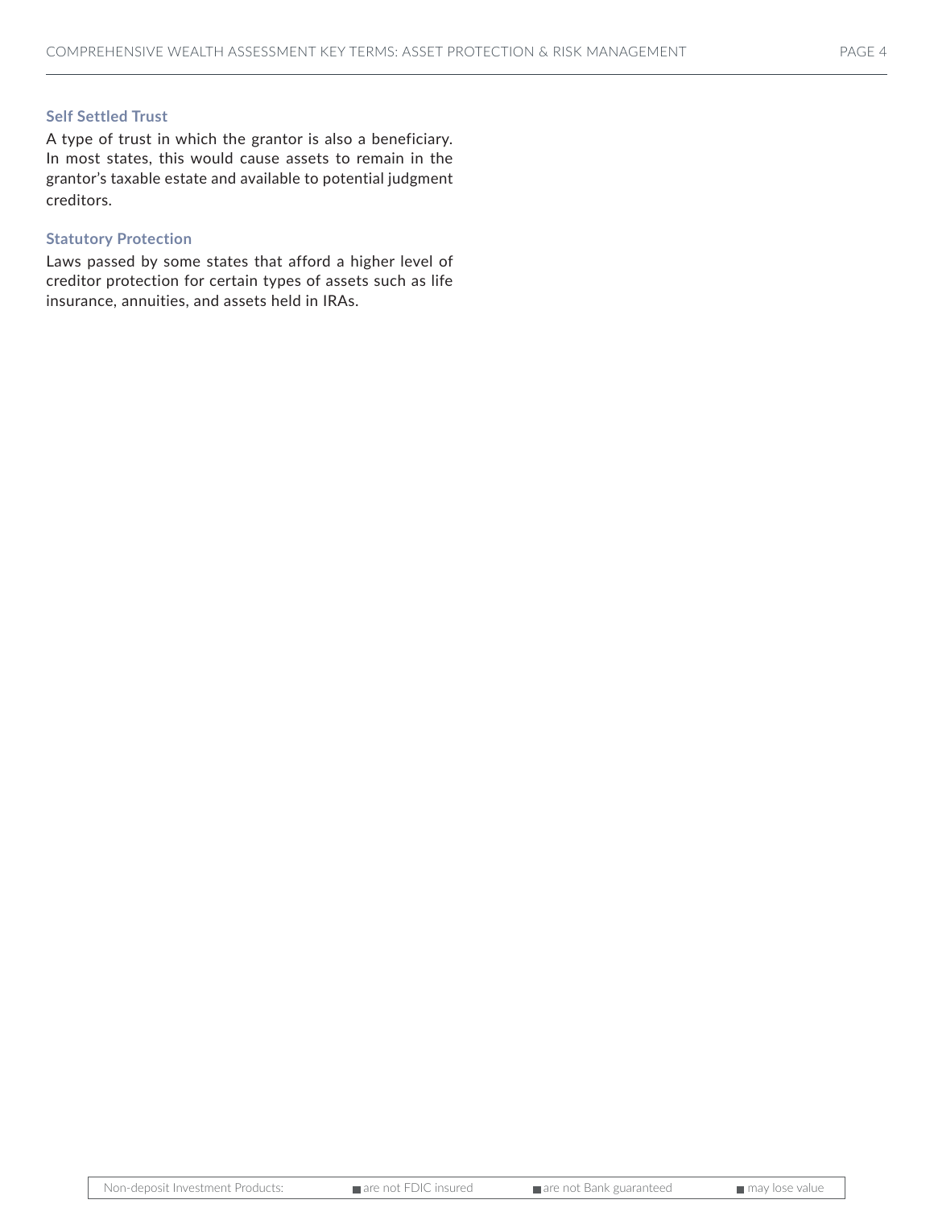### Self Settled Trust

A type of trust in which the grantor is also a beneficiary. In most states, this would cause assets to remain in the grantor's taxable estate and available to potential judgment creditors.

### Statutory Protection

Laws passed by some states that afford a higher level of creditor protection for certain types of assets such as life insurance, annuities, and assets held in IRAs.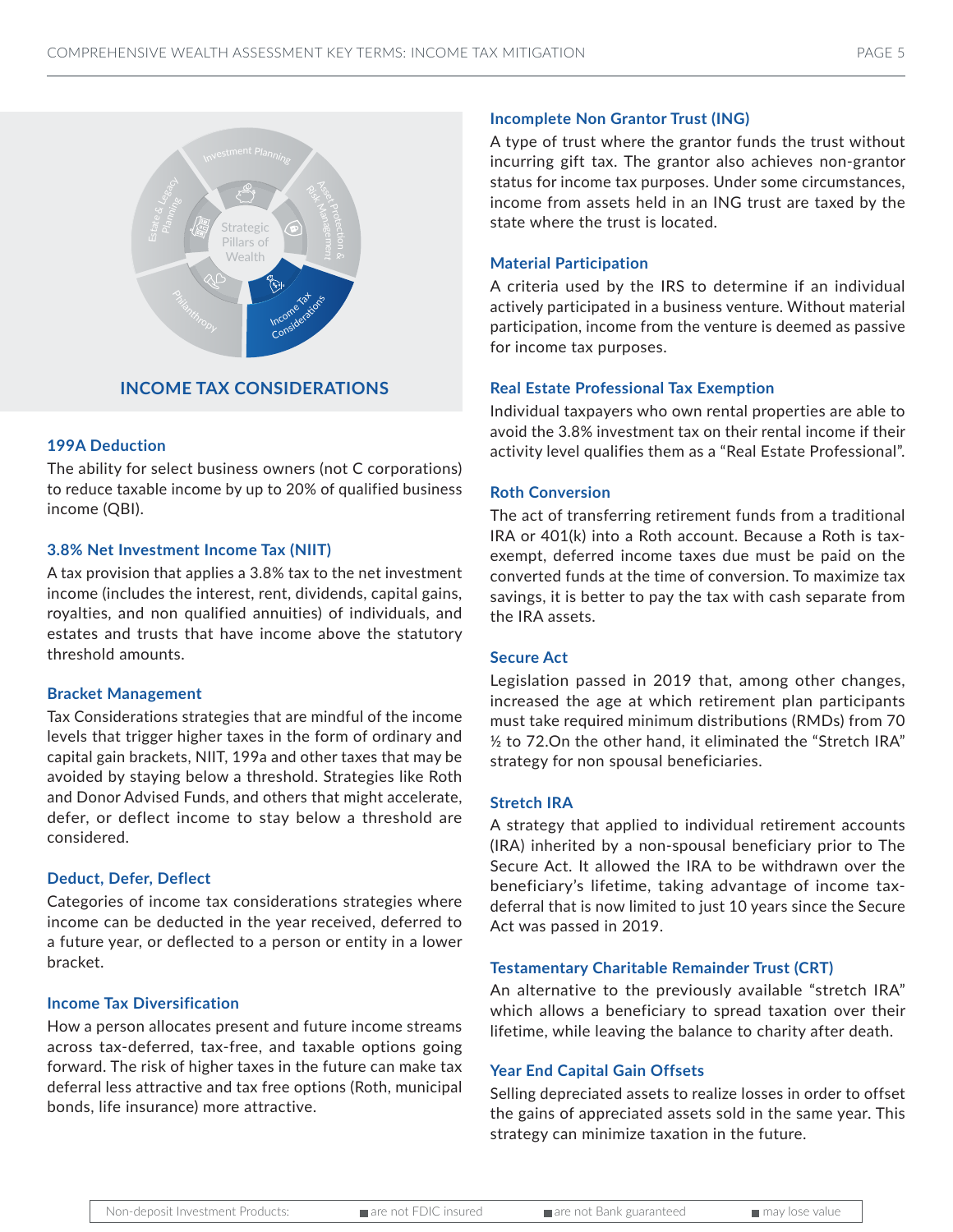## INCOME TAX CONSIDERATIONS

### 199A Deduction

The ability for select business owners (not C corporations) to reduce taxable income by up to 20% of qualified business income (QBI).

### 3.8% Net Investment Income Tax (NIIT)

A tax provision that applies a 3.8% tax to the net investment income (includes the interest, rent, dividends, capital gains, royalties, and non qualified annuities) of individuals, and estates and trusts that have income above the statutory threshold amounts.

### Bracket Management

Tax Considerations strategies that are mindful of the income levels that trigger higher taxes in the form of ordinary and capital gain brackets, NIIT, 199a and other taxes that may be avoided by staying below a threshold. Strategies like Roth and Donor Advised Funds, and others that might accelerate, defer, or deflect income to stay below a threshold are considered.

### Deduct, Defer, Deflect

Categories of income tax considerations strategies where income can be deducted in the year received, deferred to a future year, or deflected to a person or entity in a lower bracket.

### Income Tax Diversification

How a person allocates present and future income streams across tax-deferred, tax-free, and taxable options going forward. The risk of higher taxes in the future can make tax deferral less attractive and tax free options (Roth, municipal bonds, life insurance) more attractive.

### Incomplete Non Grantor Trust (ING)

A type of trust where the grantor funds the trust without incurring gift tax. The grantor also achieves non-grantor status for income tax purposes. Under some circumstances, income from assets held in an ING trust are taxed by the state where the trust is located.

### Material Participation

A criteria used by the IRS to determine if an individual actively participated in a business venture. Without material participation, income from the venture is deemed as passive for income tax purposes.

### Real Estate Professional Tax Exemption

Individual taxpayers who own rental properties are able to avoid the 3.8% investment tax on their rental income if their activity level qualifies them as a "Real Estate Professional".

### Roth Conversion

The act of transferring retirement funds from a traditional IRA or 401(k) into a Roth account. Because a Roth is tax-exempt, deferred income taxes due must be paid on the converted funds at the time of conversion. To maximize tax savings, it is better to pay the tax with cash separate from the IRA assets.

### Secure Act

Legislation passed in 2019 that, among other changes, increased the age at which retirement plan participants must take required minimum distributions (RMDs) from 70 ½ to 72.On the other hand, it eliminated the "Stretch IRA" strategy for non spousal beneficiaries.

### Stretch IRA

A strategy that applied to individual retirement accounts (IRA) inherited by a non-spousal beneficiary prior to The Secure Act. It allowed the IRA to be withdrawn over the beneficiary's lifetime, taking advantage of income tax-deferral that is now limited to just 10 years since the Secure Act was passed in 2019.

### Testamentary Charitable Remainder Trust (CRT)

An alternative to the previously available "stretch IRA" which allows a beneficiary to spread taxation over their lifetime, while leaving the balance to charity after death.

### Year End Capital Gain Offsets

Selling depreciated assets to realize losses in order to offset the gains of appreciated assets sold in the same year. This strategy can minimize taxation in the future.

| Non-deposit Investment Products: | ■ are not FDIC insured | ■ are not Bank guaranteed | ■ may lose value |
|---|---|---|---|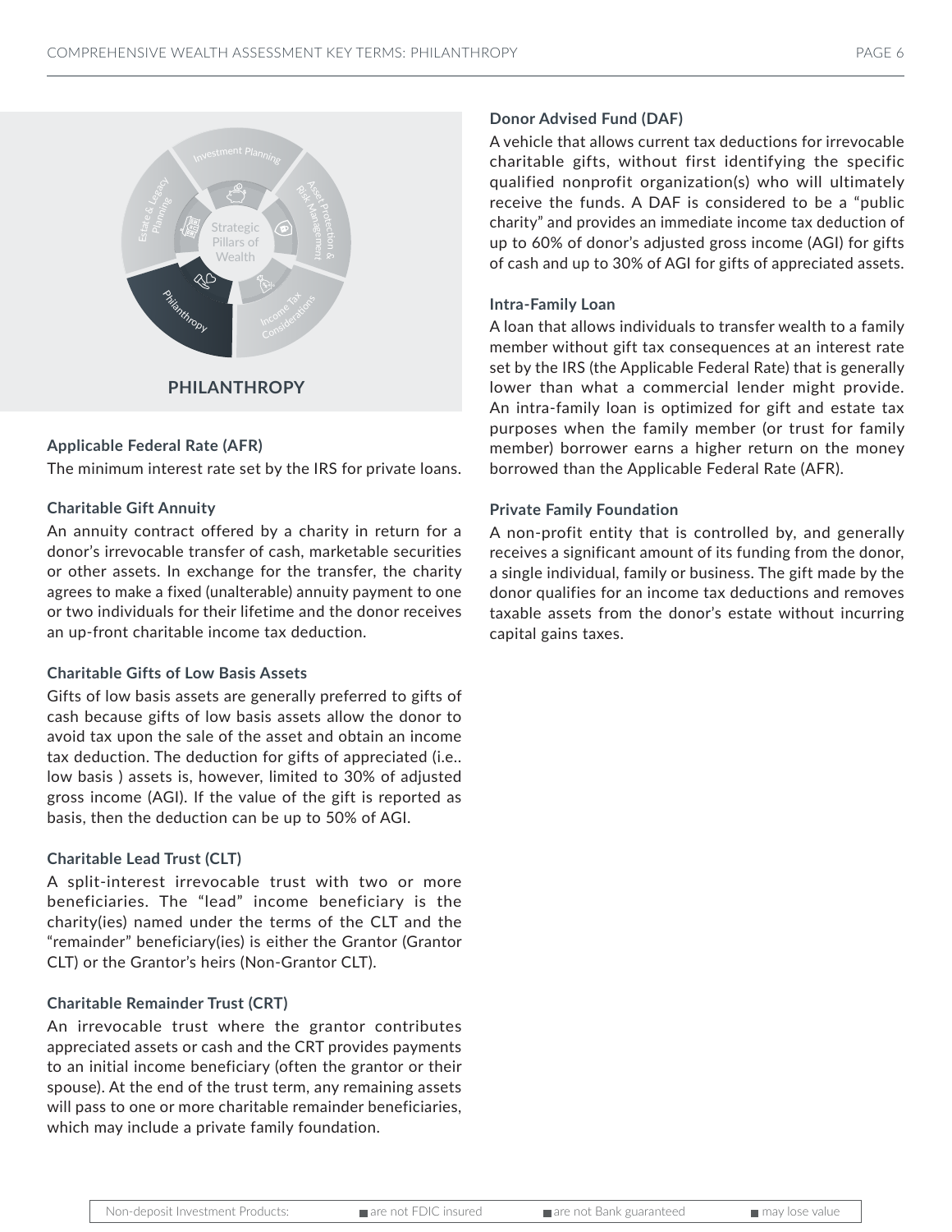Strategic Pillars of Wealth

Investment Planning · Asset Protection & Risk Management · Income Tax Considerations · Philanthropy · Estate & Legacy Planning

## PHILANTHROPY

**Applicable Federal Rate (AFR)**

The minimum interest rate set by the IRS for private loans.

**Charitable Gift Annuity**

An annuity contract offered by a charity in return for a donor's irrevocable transfer of cash, marketable securities or other assets. In exchange for the transfer, the charity agrees to make a fixed (unalterable) annuity payment to one or two individuals for their lifetime and the donor receives an up-front charitable income tax deduction.

**Charitable Gifts of Low Basis Assets**

Gifts of low basis assets are generally preferred to gifts of cash because gifts of low basis assets allow the donor to avoid tax upon the sale of the asset and obtain an income tax deduction. The deduction for gifts of appreciated (i.e.. low basis ) assets is, however, limited to 30% of adjusted gross income (AGI). If the value of the gift is reported as basis, then the deduction can be up to 50% of AGI.

**Charitable Lead Trust (CLT)**

A split-interest irrevocable trust with two or more beneficiaries. The "lead" income beneficiary is the charity(ies) named under the terms of the CLT and the "remainder" beneficiary(ies) is either the Grantor (Grantor CLT) or the Grantor's heirs (Non-Grantor CLT).

**Charitable Remainder Trust (CRT)**

An irrevocable trust where the grantor contributes appreciated assets or cash and the CRT provides payments to an initial income beneficiary (often the grantor or their spouse). At the end of the trust term, any remaining assets will pass to one or more charitable remainder beneficiaries, which may include a private family foundation.

**Donor Advised Fund (DAF)**

A vehicle that allows current tax deductions for irrevocable charitable gifts, without first identifying the specific qualified nonprofit organization(s) who will ultimately receive the funds. A DAF is considered to be a "public charity" and provides an immediate income tax deduction of up to 60% of donor's adjusted gross income (AGI) for gifts of cash and up to 30% of AGI for gifts of appreciated assets.

**Intra-Family Loan**

A loan that allows individuals to transfer wealth to a family member without gift tax consequences at an interest rate set by the IRS (the Applicable Federal Rate) that is generally lower than what a commercial lender might provide. An intra-family loan is optimized for gift and estate tax purposes when the family member (or trust for family member) borrower earns a higher return on the money borrowed than the Applicable Federal Rate (AFR).

**Private Family Foundation**

A non-profit entity that is controlled by, and generally receives a significant amount of its funding from the donor, a single individual, family or business. The gift made by the donor qualifies for an income tax deductions and removes taxable assets from the donor's estate without incurring capital gains taxes.

| Non-deposit Investment Products: | are not FDIC insured | are not Bank guaranteed | may lose value |
|---|---|---|---|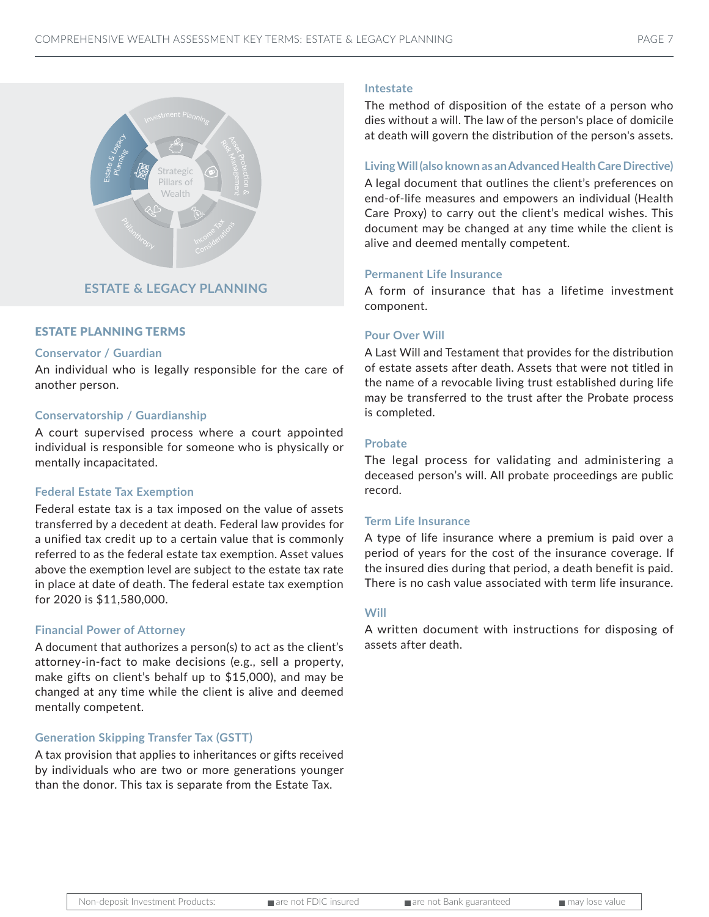## ESTATE & LEGACY PLANNING

### ESTATE PLANNING TERMS

**Conservator / Guardian**

An individual who is legally responsible for the care of another person.

**Conservatorship / Guardianship**

A court supervised process where a court appointed individual is responsible for someone who is physically or mentally incapacitated.

**Federal Estate Tax Exemption**

Federal estate tax is a tax imposed on the value of assets transferred by a decedent at death. Federal law provides for a unified tax credit up to a certain value that is commonly referred to as the federal estate tax exemption. Asset values above the exemption level are subject to the estate tax rate in place at date of death. The federal estate tax exemption for 2020 is $11,580,000.

**Financial Power of Attorney**

A document that authorizes a person(s) to act as the client's attorney-in-fact to make decisions (e.g., sell a property, make gifts on client's behalf up to $15,000), and may be changed at any time while the client is alive and deemed mentally competent.

**Generation Skipping Transfer Tax (GSTT)**

A tax provision that applies to inheritances or gifts received by individuals who are two or more generations younger than the donor. This tax is separate from the Estate Tax.

**Intestate**

The method of disposition of the estate of a person who dies without a will. The law of the person's place of domicile at death will govern the distribution of the person's assets.

**Living Will (also known as an Advanced Health Care Directive)**

A legal document that outlines the client's preferences on end-of-life measures and empowers an individual (Health Care Proxy) to carry out the client's medical wishes. This document may be changed at any time while the client is alive and deemed mentally competent.

**Permanent Life Insurance**

A form of insurance that has a lifetime investment component.

**Pour Over Will**

A Last Will and Testament that provides for the distribution of estate assets after death. Assets that were not titled in the name of a revocable living trust established during life may be transferred to the trust after the Probate process is completed.

**Probate**

The legal process for validating and administering a deceased person's will. All probate proceedings are public record.

**Term Life Insurance**

A type of life insurance where a premium is paid over a period of years for the cost of the insurance coverage. If the insured dies during that period, a death benefit is paid. There is no cash value associated with term life insurance.

**Will**

A written document with instructions for disposing of assets after death.

| Non-deposit Investment Products: | are not FDIC insured | are not Bank guaranteed | may lose value |
|---|---|---|---|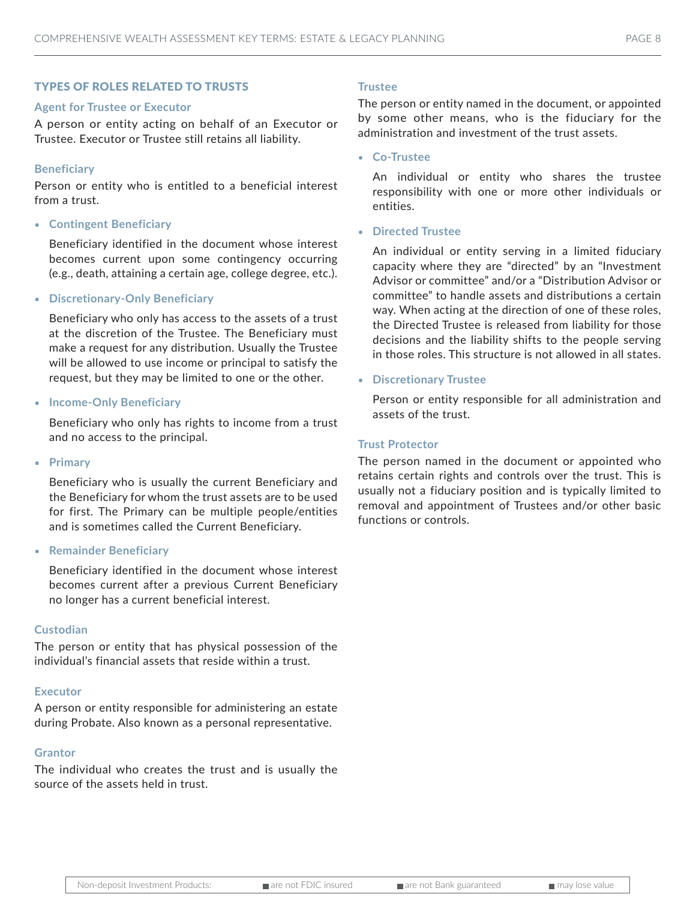## TYPES OF ROLES RELATED TO TRUSTS

### Agent for Trustee or Executor

A person or entity acting on behalf of an Executor or Trustee. Executor or Trustee still retains all liability.

### Beneficiary

Person or entity who is entitled to a beneficial interest from a trust.

- **Contingent Beneficiary**

  Beneficiary identified in the document whose interest becomes current upon some contingency occurring (e.g., death, attaining a certain age, college degree, etc.).

- **Discretionary-Only Beneficiary**

  Beneficiary who only has access to the assets of a trust at the discretion of the Trustee. The Beneficiary must make a request for any distribution. Usually the Trustee will be allowed to use income or principal to satisfy the request, but they may be limited to one or the other.

- **Income-Only Beneficiary**

  Beneficiary who only has rights to income from a trust and no access to the principal.

- **Primary**

  Beneficiary who is usually the current Beneficiary and the Beneficiary for whom the trust assets are to be used for first. The Primary can be multiple people/entities and is sometimes called the Current Beneficiary.

- **Remainder Beneficiary**

  Beneficiary identified in the document whose interest becomes current after a previous Current Beneficiary no longer has a current beneficial interest.

### Custodian

The person or entity that has physical possession of the individual's financial assets that reside within a trust.

### Executor

A person or entity responsible for administering an estate during Probate. Also known as a personal representative.

### Grantor

The individual who creates the trust and is usually the source of the assets held in trust.

### Trustee

The person or entity named in the document, or appointed by some other means, who is the fiduciary for the administration and investment of the trust assets.

- **Co-Trustee**

  An individual or entity who shares the trustee responsibility with one or more other individuals or entities.

- **Directed Trustee**

  An individual or entity serving in a limited fiduciary capacity where they are "directed" by an "Investment Advisor or committee" and/or a "Distribution Advisor or committee" to handle assets and distributions a certain way. When acting at the direction of one of these roles, the Directed Trustee is released from liability for those decisions and the liability shifts to the people serving in those roles. This structure is not allowed in all states.

- **Discretionary Trustee**

  Person or entity responsible for all administration and assets of the trust.

### Trust Protector

The person named in the document or appointed who retains certain rights and controls over the trust. This is usually not a fiduciary position and is typically limited to removal and appointment of Trustees and/or other basic functions or controls.

| Non-deposit Investment Products: | ■ are not FDIC insured | ■ are not Bank guaranteed | ■ may lose value |
|---|---|---|---|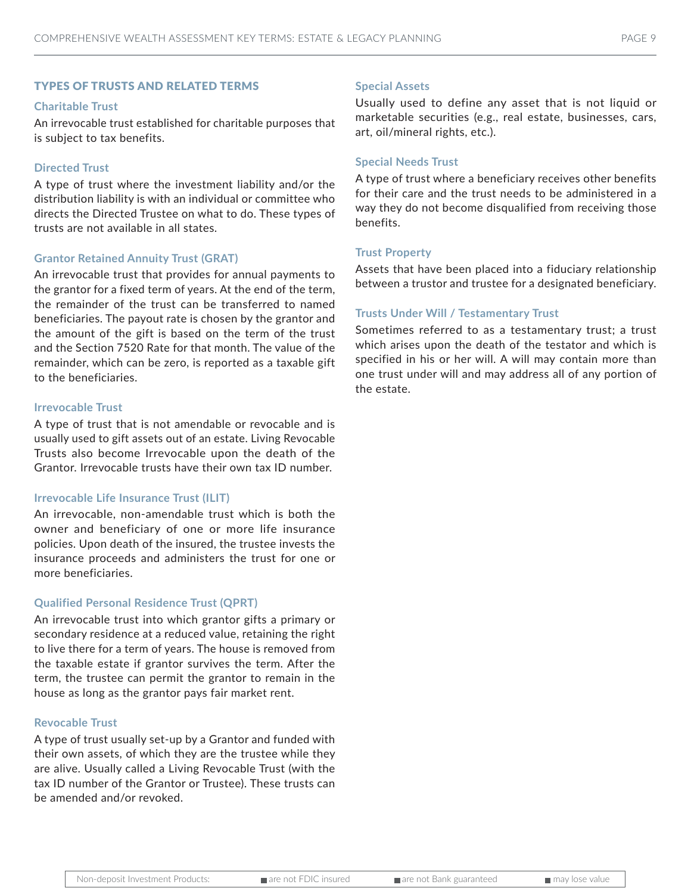## TYPES OF TRUSTS AND RELATED TERMS

### Charitable Trust

An irrevocable trust established for charitable purposes that is subject to tax benefits.

### Directed Trust

A type of trust where the investment liability and/or the distribution liability is with an individual or committee who directs the Directed Trustee on what to do. These types of trusts are not available in all states.

### Grantor Retained Annuity Trust (GRAT)

An irrevocable trust that provides for annual payments to the grantor for a fixed term of years. At the end of the term, the remainder of the trust can be transferred to named beneficiaries. The payout rate is chosen by the grantor and the amount of the gift is based on the term of the trust and the Section 7520 Rate for that month. The value of the remainder, which can be zero, is reported as a taxable gift to the beneficiaries.

### Irrevocable Trust

A type of trust that is not amendable or revocable and is usually used to gift assets out of an estate. Living Revocable Trusts also become Irrevocable upon the death of the Grantor. Irrevocable trusts have their own tax ID number.

### Irrevocable Life Insurance Trust (ILIT)

An irrevocable, non-amendable trust which is both the owner and beneficiary of one or more life insurance policies. Upon death of the insured, the trustee invests the insurance proceeds and administers the trust for one or more beneficiaries.

### Qualified Personal Residence Trust (QPRT)

An irrevocable trust into which grantor gifts a primary or secondary residence at a reduced value, retaining the right to live there for a term of years. The house is removed from the taxable estate if grantor survives the term. After the term, the trustee can permit the grantor to remain in the house as long as the grantor pays fair market rent.

### Revocable Trust

A type of trust usually set-up by a Grantor and funded with their own assets, of which they are the trustee while they are alive. Usually called a Living Revocable Trust (with the tax ID number of the Grantor or Trustee). These trusts can be amended and/or revoked.

### Special Assets

Usually used to define any asset that is not liquid or marketable securities (e.g., real estate, businesses, cars, art, oil/mineral rights, etc.).

### Special Needs Trust

A type of trust where a beneficiary receives other benefits for their care and the trust needs to be administered in a way they do not become disqualified from receiving those benefits.

### Trust Property

Assets that have been placed into a fiduciary relationship between a trustor and trustee for a designated beneficiary.

### Trusts Under Will / Testamentary Trust

Sometimes referred to as a testamentary trust; a trust which arises upon the death of the testator and which is specified in his or her will. A will may contain more than one trust under will and may address all of any portion of the estate.

| Non-deposit Investment Products: | ■ are not FDIC insured | ■ are not Bank guaranteed | ■ may lose value |
| --- | --- | --- | --- |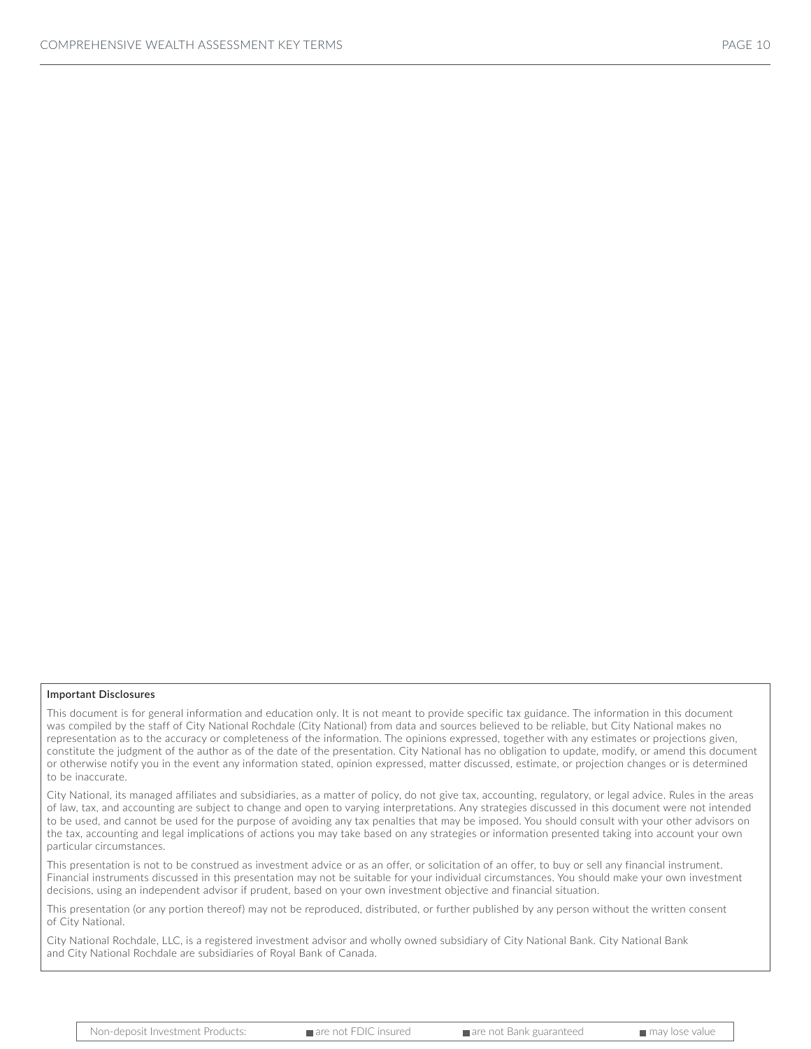**Important Disclosures**

This document is for general information and education only. It is not meant to provide specific tax guidance. The information in this document was compiled by the staff of City National Rochdale (City National) from data and sources believed to be reliable, but City National makes no representation as to the accuracy or completeness of the information. The opinions expressed, together with any estimates or projections given, constitute the judgment of the author as of the date of the presentation. City National has no obligation to update, modify, or amend this document or otherwise notify you in the event any information stated, opinion expressed, matter discussed, estimate, or projection changes or is determined to be inaccurate.

City National, its managed affiliates and subsidiaries, as a matter of policy, do not give tax, accounting, regulatory, or legal advice. Rules in the areas of law, tax, and accounting are subject to change and open to varying interpretations. Any strategies discussed in this document were not intended to be used, and cannot be used for the purpose of avoiding any tax penalties that may be imposed. You should consult with your other advisors on the tax, accounting and legal implications of actions you may take based on any strategies or information presented taking into account your own particular circumstances.

This presentation is not to be construed as investment advice or as an offer, or solicitation of an offer, to buy or sell any financial instrument. Financial instruments discussed in this presentation may not be suitable for your individual circumstances. You should make your own investment decisions, using an independent advisor if prudent, based on your own investment objective and financial situation.

This presentation (or any portion thereof) may not be reproduced, distributed, or further published by any person without the written consent of City National.

City National Rochdale, LLC, is a registered investment advisor and wholly owned subsidiary of City National Bank. City National Bank and City National Rochdale are subsidiaries of Royal Bank of Canada.

Non-deposit Investment Products: ■ are not FDIC insured ■ are not Bank guaranteed ■ may lose value